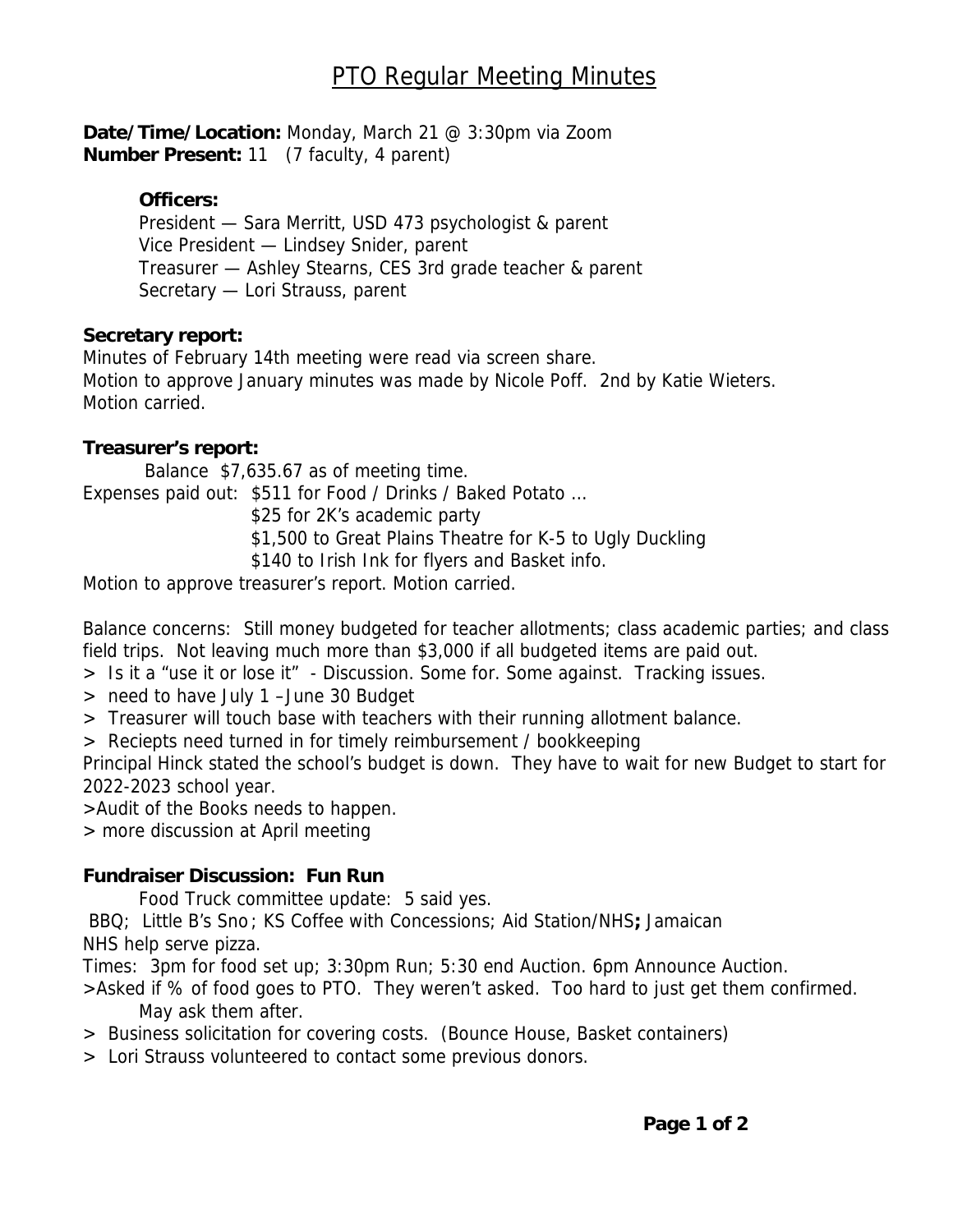# PTO Regular Meeting Minutes

**Date/Time/Location:** Monday, March 21 @ 3:30pm via Zoom
**Number Present:** 11 (7 faculty, 4 parent)

**Officers:**
President — Sara Merritt, USD 473 psychologist & parent
Vice President — Lindsey Snider, parent
Treasurer — Ashley Stearns, CES 3rd grade teacher & parent
Secretary — Lori Strauss, parent

**Secretary report:**
Minutes of February 14th meeting were read via screen share.
Motion to approve January minutes was made by Nicole Poff. 2nd by Katie Wieters.
Motion carried.

**Treasurer's report:**
Balance $7,635.67 as of meeting time.
Expenses paid out: $511 for Food / Drinks / Baked Potato …
$25 for 2K's academic party
$1,500 to Great Plains Theatre for K-5 to Ugly Duckling
$140 to Irish Ink for flyers and Basket info.
Motion to approve treasurer's report. Motion carried.

Balance concerns: Still money budgeted for teacher allotments; class academic parties; and class field trips. Not leaving much more than $3,000 if all budgeted items are paid out.
> Is it a "use it or lose it" - Discussion. Some for. Some against. Tracking issues.
> need to have July 1 –June 30 Budget
> Treasurer will touch base with teachers with their running allotment balance.
> Reciepts need turned in for timely reimbursement / bookkeeping
Principal Hinck stated the school's budget is down. They have to wait for new Budget to start for 2022-2023 school year.
>Audit of the Books needs to happen.
> more discussion at April meeting

**Fundraiser Discussion: Fun Run**
Food Truck committee update: 5 said yes.
BBQ; Little B's Sno; KS Coffee with Concessions; Aid Station/NHS**;** Jamaican
NHS help serve pizza.
Times: 3pm for food set up; 3:30pm Run; 5:30 end Auction. 6pm Announce Auction.
>Asked if % of food goes to PTO. They weren't asked. Too hard to just get them confirmed. May ask them after.
> Business solicitation for covering costs. (Bounce House, Basket containers)
> Lori Strauss volunteered to contact some previous donors.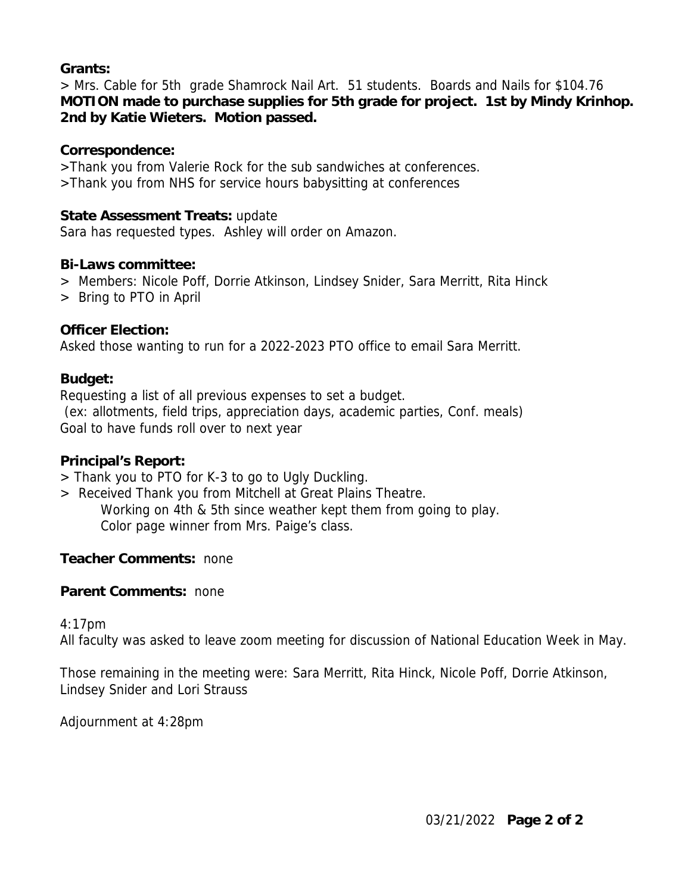**Grants:**

> Mrs. Cable for 5th grade Shamrock Nail Art. 51 students. Boards and Nails for $104.76

**MOTION made to purchase supplies for 5th grade for project. 1st by Mindy Krinhop. 2nd by Katie Wieters. Motion passed.**

**Correspondence:**

>Thank you from Valerie Rock for the sub sandwiches at conferences.

>Thank you from NHS for service hours babysitting at conferences

**State Assessment Treats:** update

Sara has requested types. Ashley will order on Amazon.

**Bi-Laws committee:**

> Members: Nicole Poff, Dorrie Atkinson, Lindsey Snider, Sara Merritt, Rita Hinck

> Bring to PTO in April

**Officer Election:**

Asked those wanting to run for a 2022-2023 PTO office to email Sara Merritt.

**Budget:**

Requesting a list of all previous expenses to set a budget.
(ex: allotments, field trips, appreciation days, academic parties, Conf. meals)
Goal to have funds roll over to next year

**Principal's Report:**

> Thank you to PTO for K-3 to go to Ugly Duckling.

> Received Thank you from Mitchell at Great Plains Theatre.
    Working on 4th & 5th since weather kept them from going to play.
    Color page winner from Mrs. Paige's class.

**Teacher Comments:** none

**Parent Comments:** none

4:17pm
All faculty was asked to leave zoom meeting for discussion of National Education Week in May.

Those remaining in the meeting were: Sara Merritt, Rita Hinck, Nicole Poff, Dorrie Atkinson, Lindsey Snider and Lori Strauss

Adjournment at 4:28pm

03/21/2022